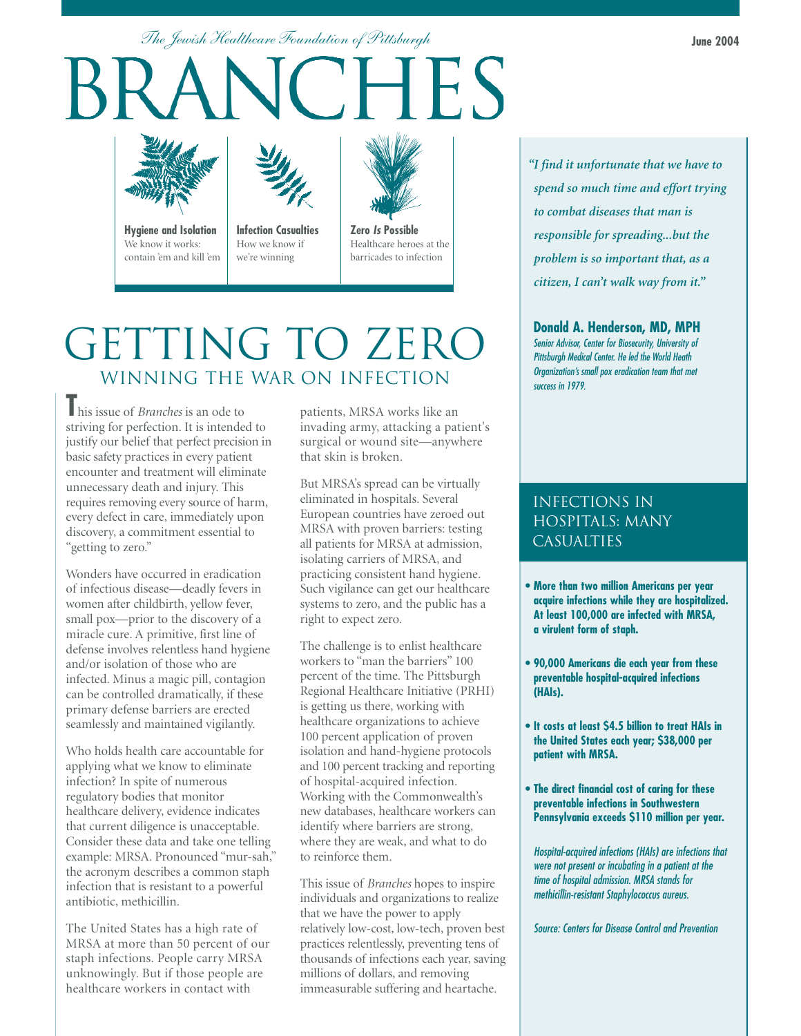*The Jewish Healthcare Foundation of Pittsburgh*

# BRANCHES

June 2004

**Hygiene and Isolation**
We know it works: contain 'em and kill 'em

**Infection Casualties**
How we know if we're winning

**Zero *Is* Possible**
Healthcare heroes at the barricades to infection

# GETTING TO ZERO

## WINNING THE WAR ON INFECTION

This issue of *Branches* is an ode to striving for perfection. It is intended to justify our belief that perfect precision in basic safety practices in every patient encounter and treatment will eliminate unnecessary death and injury. This requires removing every source of harm, every defect in care, immediately upon discovery, a commitment essential to "getting to zero."

Wonders have occurred in eradication of infectious disease—deadly fevers in women after childbirth, yellow fever, small pox—prior to the discovery of a miracle cure. A primitive, first line of defense involves relentless hand hygiene and/or isolation of those who are infected. Minus a magic pill, contagion can be controlled dramatically, if these primary defense barriers are erected seamlessly and maintained vigilantly.

Who holds health care accountable for applying what we know to eliminate infection? In spite of numerous regulatory bodies that monitor healthcare delivery, evidence indicates that current diligence is unacceptable. Consider these data and take one telling example: MRSA. Pronounced "mur-sah," the acronym describes a common staph infection that is resistant to a powerful antibiotic, methicillin.

The United States has a high rate of MRSA at more than 50 percent of our staph infections. People carry MRSA unknowingly. But if those people are healthcare workers in contact with patients, MRSA works like an invading army, attacking a patient's surgical or wound site—anywhere that skin is broken.

But MRSA's spread can be virtually eliminated in hospitals. Several European countries have zeroed out MRSA with proven barriers: testing all patients for MRSA at admission, isolating carriers of MRSA, and practicing consistent hand hygiene. Such vigilance can get our healthcare systems to zero, and the public has a right to expect zero.

The challenge is to enlist healthcare workers to "man the barriers" 100 percent of the time. The Pittsburgh Regional Healthcare Initiative (PRHI) is getting us there, working with healthcare organizations to achieve 100 percent application of proven isolation and hand-hygiene protocols and 100 percent tracking and reporting of hospital-acquired infection. Working with the Commonwealth's new databases, healthcare workers can identify where barriers are strong, where they are weak, and what to do to reinforce them.

This issue of *Branches* hopes to inspire individuals and organizations to realize that we have the power to apply relatively low-cost, low-tech, proven best practices relentlessly, preventing tens of thousands of infections each year, saving millions of dollars, and removing immeasurable suffering and heartache.

---

*"I find it unfortunate that we have to spend so much time and effort trying to combat diseases that man is responsible for spreading...but the problem is so important that, as a citizen, I can't walk way from it."*

**Donald A. Henderson, MD, MPH**
*Senior Advisor, Center for Biosecurity, University of Pittsburgh Medical Center. He led the World Heath Organization's small pox eradication team that met success in 1979.*

---

## INFECTIONS IN HOSPITALS: MANY CASUALTIES

- **More than two million Americans per year acquire infections while they are hospitalized. At least 100,000 are infected with MRSA, a virulent form of staph.**
- **90,000 Americans die each year from these preventable hospital-acquired infections (HAIs).**
- **It costs at least $4.5 billion to treat HAIs in the United States each year; $38,000 per patient with MRSA.**
- **The direct financial cost of caring for these preventable infections in Southwestern Pennsylvania exceeds $110 million per year.**

*Hospital-acquired infections (HAIs) are infections that were not present or incubating in a patient at the time of hospital admission. MRSA stands for methicillin-resistant Staphylococcus aureus.*

*Source: Centers for Disease Control and Prevention*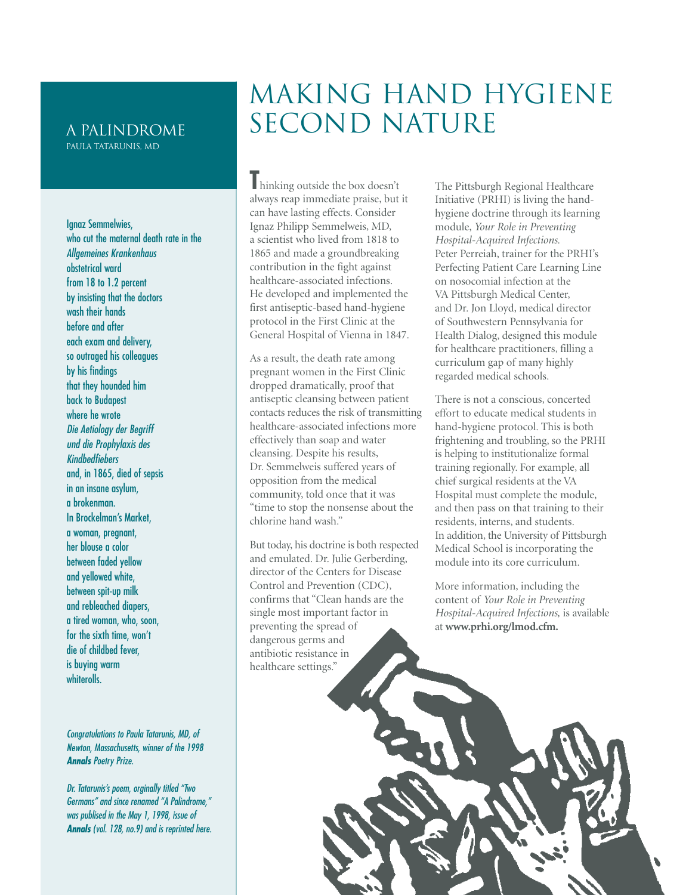## A PALINDROME

PAULA TATARUNIS, MD

Ignaz Semmelwies,
who cut the maternal death rate in the
*Allgemeines Krankenhaus*
obstetrical ward
from 18 to 1.2 percent
by insisting that the doctors
wash their hands
before and after
each exam and delivery,
so outraged his colleagues
by his findings
that they hounded him
back to Budapest
where he wrote
*Die Aetiology der Begriff*
*und die Prophylaxis des*
*Kindbedfiebers*
and, in 1865, died of sepsis
in an insane asylum,
a brokenman.
In Brockelman's Market,
a woman, pregnant,
her blouse a color
between faded yellow
and yellowed white,
between spit-up milk
and rebleached diapers,
a tired woman, who, soon,
for the sixth time, won't
die of childbed fever,
is buying warm
whiterolls.

*Congratulations to Paula Tatarunis, MD, of Newton, Massachusetts, winner of the 1998* ***Annals*** *Poetry Prize.*

*Dr. Tatarunis's poem, orginally titled "Two Germans" and since renamed "A Palindrome," was publised in the May 1, 1998, issue of* ***Annals*** *(vol. 128, no.9) and is reprinted here.*

# MAKING HAND HYGIENE SECOND NATURE

Thinking outside the box doesn't always reap immediate praise, but it can have lasting effects. Consider Ignaz Philipp Semmelweis, MD, a scientist who lived from 1818 to 1865 and made a groundbreaking contribution in the fight against healthcare-associated infections. He developed and implemented the first antiseptic-based hand-hygiene protocol in the First Clinic at the General Hospital of Vienna in 1847.

As a result, the death rate among pregnant women in the First Clinic dropped dramatically, proof that antiseptic cleansing between patient contacts reduces the risk of transmitting healthcare-associated infections more effectively than soap and water cleansing. Despite his results, Dr. Semmelweis suffered years of opposition from the medical community, told once that it was "time to stop the nonsense about the chlorine hand wash."

But today, his doctrine is both respected and emulated. Dr. Julie Gerberding, director of the Centers for Disease Control and Prevention (CDC), confirms that "Clean hands are the single most important factor in preventing the spread of dangerous germs and antibiotic resistance in healthcare settings."

The Pittsburgh Regional Healthcare Initiative (PRHI) is living the hand-hygiene doctrine through its learning module, *Your Role in Preventing Hospital-Acquired Infections.* Peter Perreiah, trainer for the PRHI's Perfecting Patient Care Learning Line on nosocomial infection at the VA Pittsburgh Medical Center, and Dr. Jon Lloyd, medical director of Southwestern Pennsylvania for Health Dialog, designed this module for healthcare practitioners, filling a curriculum gap of many highly regarded medical schools.

There is not a conscious, concerted effort to educate medical students in hand-hygiene protocol. This is both frightening and troubling, so the PRHI is helping to institutionalize formal training regionally. For example, all chief surgical residents at the VA Hospital must complete the module, and then pass on that training to their residents, interns, and students. In addition, the University of Pittsburgh Medical School is incorporating the module into its core curriculum.

More information, including the content of *Your Role in Preventing Hospital-Acquired Infections,* is available at **www.prhi.org/lmod.cfm.**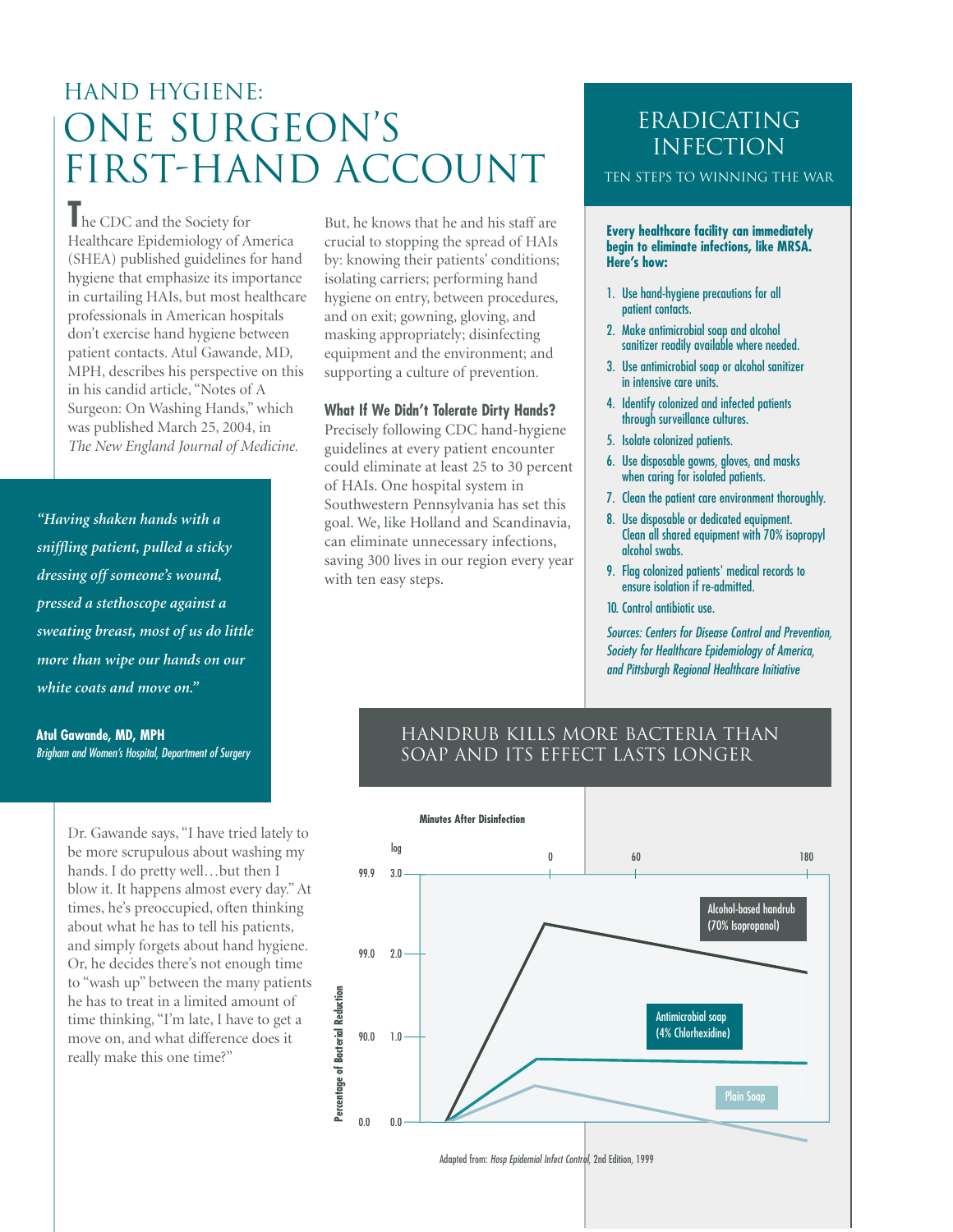# HAND HYGIENE: ONE SURGEON'S FIRST-HAND ACCOUNT

The CDC and the Society for Healthcare Epidemiology of America (SHEA) published guidelines for hand hygiene that emphasize its importance in curtailing HAIs, but most healthcare professionals in American hospitals don't exercise hand hygiene between patient contacts. Atul Gawande, MD, MPH, describes his perspective on this in his candid article, "Notes of A Surgeon: On Washing Hands," which was published March 25, 2004, in *The New England Journal of Medicine.*

> *"Having shaken hands with a sniffling patient, pulled a sticky dressing off someone's wound, pressed a stethoscope against a sweating breast, most of us do little more than wipe our hands on our white coats and move on."*
>
> **Atul Gawande, MD, MPH**
> *Brigham and Women's Hospital, Department of Surgery*

Dr. Gawande says, "I have tried lately to be more scrupulous about washing my hands. I do pretty well…but then I blow it. It happens almost every day." At times, he's preoccupied, often thinking about what he has to tell his patients, and simply forgets about hand hygiene. Or, he decides there's not enough time to "wash up" between the many patients he has to treat in a limited amount of time thinking, "I'm late, I have to get a move on, and what difference does it really make this one time?"

But, he knows that he and his staff are crucial to stopping the spread of HAIs by: knowing their patients' conditions; isolating carriers; performing hand hygiene on entry, between procedures, and on exit; gowning, gloving, and masking appropriately; disinfecting equipment and the environment; and supporting a culture of prevention.

### What If We Didn't Tolerate Dirty Hands?

Precisely following CDC hand-hygiene guidelines at every patient encounter could eliminate at least 25 to 30 percent of HAIs. One hospital system in Southwestern Pennsylvania has set this goal. We, like Holland and Scandinavia, can eliminate unnecessary infections, saving 300 lives in our region every year with ten easy steps.

## ERADICATING INFECTION

TEN STEPS TO WINNING THE WAR

**Every healthcare facility can immediately begin to eliminate infections, like MRSA. Here's how:**

1. Use hand-hygiene precautions for all patient contacts.
2. Make antimicrobial soap and alcohol sanitizer readily available where needed.
3. Use antimicrobial soap or alcohol sanitizer in intensive care units.
4. Identify colonized and infected patients through surveillance cultures.
5. Isolate colonized patients.
6. Use disposable gowns, gloves, and masks when caring for isolated patients.
7. Clean the patient care environment thoroughly.
8. Use disposable or dedicated equipment. Clean all shared equipment with 70% isopropyl alcohol swabs.
9. Flag colonized patients' medical records to ensure isolation if re-admitted.
10. Control antibiotic use.

*Sources: Centers for Disease Control and Prevention, Society for Healthcare Epidemiology of America, and Pittsburgh Regional Healthcare Initiative*

## HANDRUB KILLS MORE BACTERIA THAN SOAP AND ITS EFFECT LASTS LONGER

Minutes After Disinfection: 0, 60, 180

Percentage of Bacterial Reduction (log): 99.9 (3.0), 99.0 (2.0), 90.0 (1.0), 0.0 (0.0)

- Alcohol-based handrub (70% Isopropanol)
- Antimicrobial soap (4% Chlorhexidine)
- Plain Soap

Adapted from: *Hosp Epidemiol Infect Control,* 2nd Edition, 1999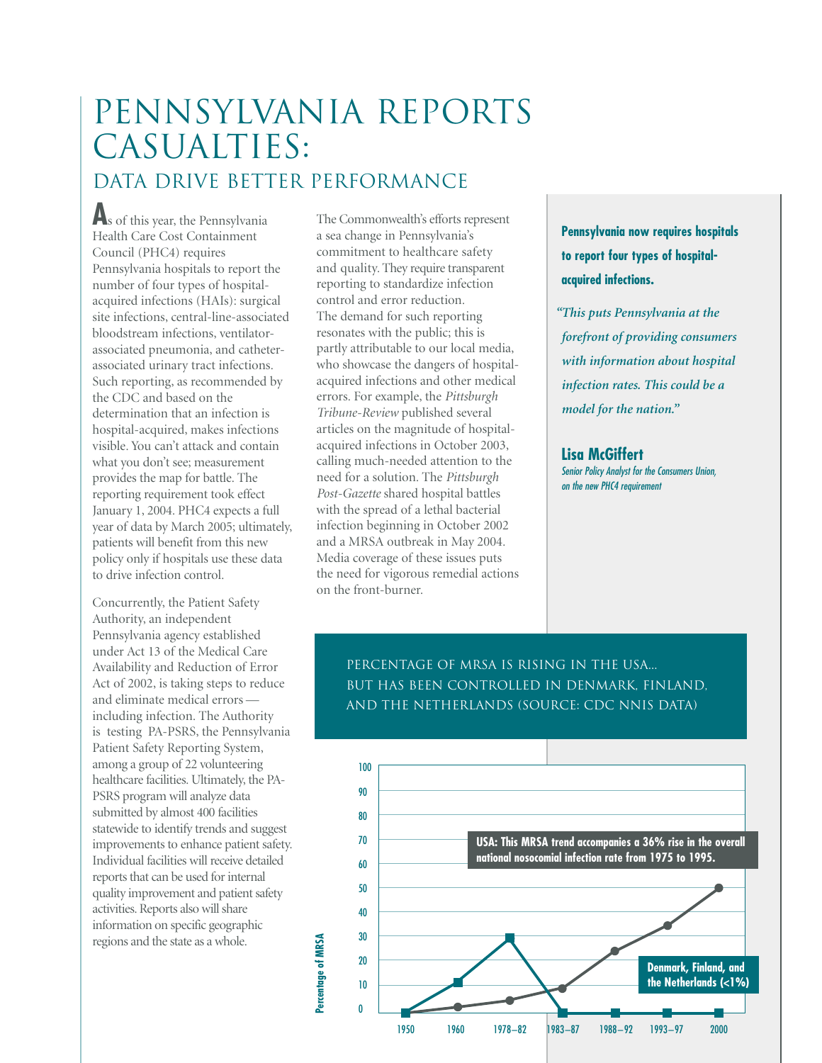# PENNSYLVANIA REPORTS CASUALTIES:

## DATA DRIVE BETTER PERFORMANCE

As of this year, the Pennsylvania Health Care Cost Containment Council (PHC4) requires Pennsylvania hospitals to report the number of four types of hospital-acquired infections (HAIs): surgical site infections, central-line-associated bloodstream infections, ventilator-associated pneumonia, and catheter-associated urinary tract infections. Such reporting, as recommended by the CDC and based on the determination that an infection is hospital-acquired, makes infections visible. You can't attack and contain what you don't see; measurement provides the map for battle. The reporting requirement took effect January 1, 2004. PHC4 expects a full year of data by March 2005; ultimately, patients will benefit from this new policy only if hospitals use these data to drive infection control.

Concurrently, the Patient Safety Authority, an independent Pennsylvania agency established under Act 13 of the Medical Care Availability and Reduction of Error Act of 2002, is taking steps to reduce and eliminate medical errors — including infection. The Authority is testing PA-PSRS, the Pennsylvania Patient Safety Reporting System, among a group of 22 volunteering healthcare facilities. Ultimately, the PA-PSRS program will analyze data submitted by almost 400 facilities statewide to identify trends and suggest improvements to enhance patient safety. Individual facilities will receive detailed reports that can be used for internal quality improvement and patient safety activities. Reports also will share information on specific geographic regions and the state as a whole.

The Commonwealth's efforts represent a sea change in Pennsylvania's commitment to healthcare safety and quality. They require transparent reporting to standardize infection control and error reduction. The demand for such reporting resonates with the public; this is partly attributable to our local media, who showcase the dangers of hospital-acquired infections and other medical errors. For example, the *Pittsburgh Tribune-Review* published several articles on the magnitude of hospital-acquired infections in October 2003, calling much-needed attention to the need for a solution. The *Pittsburgh Post-Gazette* shared hospital battles with the spread of a lethal bacterial infection beginning in October 2002 and a MRSA outbreak in May 2004. Media coverage of these issues puts the need for vigorous remedial actions on the front-burner.

**Pennsylvania now requires hospitals to report four types of hospital-acquired infections.**

*"This puts Pennsylvania at the forefront of providing consumers with information about hospital infection rates. This could be a model for the nation."*

**Lisa McGiffert**
*Senior Policy Analyst for the Consumers Union, on the new PHC4 requirement*

PERCENTAGE OF MRSA IS RISING IN THE USA... BUT HAS BEEN CONTROLLED IN DENMARK, FINLAND, AND THE NETHERLANDS (SOURCE: CDC NNIS DATA)

| Period | USA (Percentage of MRSA) | Denmark, Finland, and the Netherlands (Percentage of MRSA) |
|---|---|---|
| 1950 | 0 | 0 |
| 1960 | 2 | 11 |
| 1978–82 | 4 | 29 |
| 1983–87 | 9 | 0 |
| 1988–92 | 24 | 0 |
| 1993–97 | 35 | 0 |
| 2000 | 50 | 0 |

**USA: This MRSA trend accompanies a 36% rise in the overall national nosocomial infection rate from 1975 to 1995.**

**Denmark, Finland, and the Netherlands (<1%)**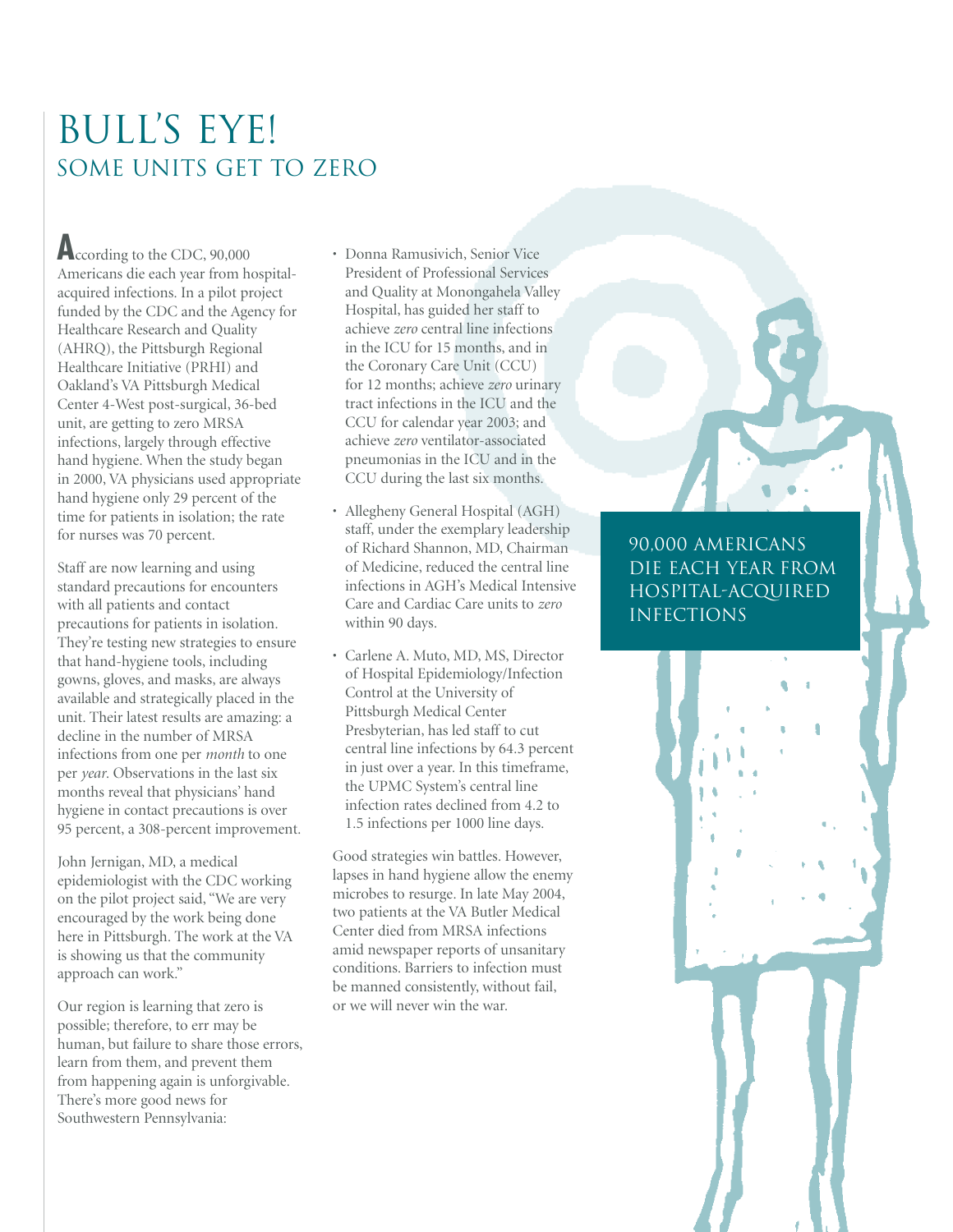# BULL'S EYE!

## SOME UNITS GET TO ZERO

According to the CDC, 90,000 Americans die each year from hospital-acquired infections. In a pilot project funded by the CDC and the Agency for Healthcare Research and Quality (AHRQ), the Pittsburgh Regional Healthcare Initiative (PRHI) and Oakland's VA Pittsburgh Medical Center 4-West post-surgical, 36-bed unit, are getting to zero MRSA infections, largely through effective hand hygiene. When the study began in 2000, VA physicians used appropriate hand hygiene only 29 percent of the time for patients in isolation; the rate for nurses was 70 percent.

Staff are now learning and using standard precautions for encounters with all patients and contact precautions for patients in isolation. They're testing new strategies to ensure that hand-hygiene tools, including gowns, gloves, and masks, are always available and strategically placed in the unit. Their latest results are amazing: a decline in the number of MRSA infections from one per *month* to one per *year*. Observations in the last six months reveal that physicians' hand hygiene in contact precautions is over 95 percent, a 308-percent improvement.

John Jernigan, MD, a medical epidemiologist with the CDC working on the pilot project said, "We are very encouraged by the work being done here in Pittsburgh. The work at the VA is showing us that the community approach can work."

Our region is learning that zero is possible; therefore, to err may be human, but failure to share those errors, learn from them, and prevent them from happening again is unforgivable. There's more good news for Southwestern Pennsylvania:

- Donna Ramusivich, Senior Vice President of Professional Services and Quality at Monongahela Valley Hospital, has guided her staff to achieve *zero* central line infections in the ICU for 15 months, and in the Coronary Care Unit (CCU) for 12 months; achieve *zero* urinary tract infections in the ICU and the CCU for calendar year 2003; and achieve *zero* ventilator-associated pneumonias in the ICU and in the CCU during the last six months.
- Allegheny General Hospital (AGH) staff, under the exemplary leadership of Richard Shannon, MD, Chairman of Medicine, reduced the central line infections in AGH's Medical Intensive Care and Cardiac Care units to *zero* within 90 days.
- Carlene A. Muto, MD, MS, Director of Hospital Epidemiology/Infection Control at the University of Pittsburgh Medical Center Presbyterian, has led staff to cut central line infections by 64.3 percent in just over a year. In this timeframe, the UPMC System's central line infection rates declined from 4.2 to 1.5 infections per 1000 line days.

Good strategies win battles. However, lapses in hand hygiene allow the enemy microbes to resurge. In late May 2004, two patients at the VA Butler Medical Center died from MRSA infections amid newspaper reports of unsanitary conditions. Barriers to infection must be manned consistently, without fail, or we will never win the war.

> 90,000 AMERICANS DIE EACH YEAR FROM HOSPITAL-ACQUIRED INFECTIONS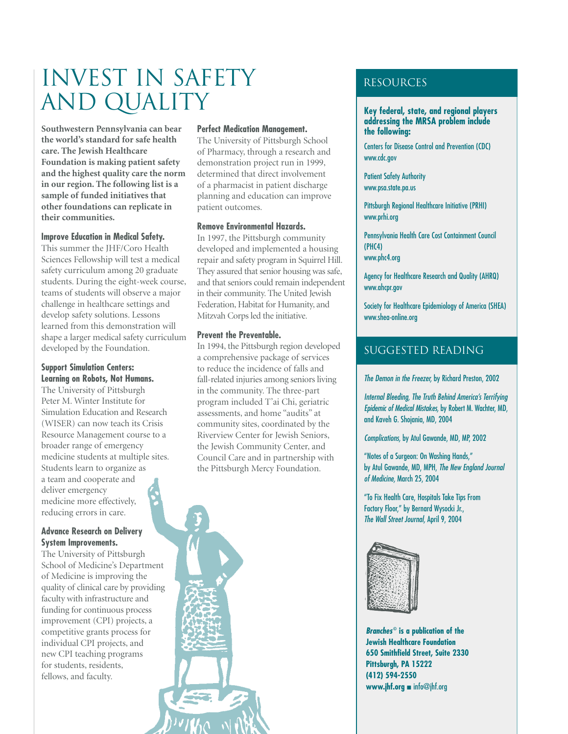# INVEST IN SAFETY AND QUALITY

**Southwestern Pennsylvania can bear the world's standard for safe health care. The Jewish Healthcare Foundation is making patient safety and the highest quality care the norm in our region. The following list is a sample of funded initiatives that other foundations can replicate in their communities.**

**Improve Education in Medical Safety.**
This summer the JHF/Coro Health Sciences Fellowship will test a medical safety curriculum among 20 graduate students. During the eight-week course, teams of students will observe a major challenge in healthcare settings and develop safety solutions. Lessons learned from this demonstration will shape a larger medical safety curriculum developed by the Foundation.

**Support Simulation Centers: Learning on Robots, Not Humans.**
The University of Pittsburgh Peter M. Winter Institute for Simulation Education and Research (WISER) can now teach its Crisis Resource Management course to a broader range of emergency medicine students at multiple sites. Students learn to organize as a team and cooperate and deliver emergency medicine more effectively, reducing errors in care.

**Advance Research on Delivery System Improvements.**
The University of Pittsburgh School of Medicine's Department of Medicine is improving the quality of clinical care by providing faculty with infrastructure and funding for continuous process improvement (CPI) projects, a competitive grants process for individual CPI projects, and new CPI teaching programs for students, residents, fellows, and faculty.

**Perfect Medication Management.**
The University of Pittsburgh School of Pharmacy, through a research and demonstration project run in 1999, determined that direct involvement of a pharmacist in patient discharge planning and education can improve patient outcomes.

**Remove Environmental Hazards.**
In 1997, the Pittsburgh community developed and implemented a housing repair and safety program in Squirrel Hill. They assured that senior housing was safe, and that seniors could remain independent in their community. The United Jewish Federation, Habitat for Humanity, and Mitzvah Corps led the initiative.

**Prevent the Preventable.**
In 1994, the Pittsburgh region developed a comprehensive package of services to reduce the incidence of falls and fall-related injuries among seniors living in the community. The three-part program included T'ai Chi, geriatric assessments, and home "audits" at community sites, coordinated by the Riverview Center for Jewish Seniors, the Jewish Community Center, and Council Care and in partnership with the Pittsburgh Mercy Foundation.

## RESOURCES

**Key federal, state, and regional players addressing the MRSA problem include the following:**

Centers for Disease Control and Prevention (CDC)
www.cdc.gov

Patient Safety Authority
www.psa.state.pa.us

Pittsburgh Regional Healthcare Initiative (PRHI)
www.prhi.org

Pennsylvania Health Care Cost Containment Council (PHC4)
www.phc4.org

Agency for Healthcare Research and Quality (AHRQ)
www.ahcpr.gov

Society for Healthcare Epidemiology of America (SHEA)
www.shea-online.org

## SUGGESTED READING

*The Demon in the Freezer,* by Richard Preston, 2002

*Internal Bleeding, The Truth Behind America's Terrifying Epidemic of Medical Mistakes,* by Robert M. Wachter, MD, and Kaveh G. Shojania, MD, 2004

*Complications,* by Atul Gawande, MD, MP, 2002

"Notes of a Surgeon: On Washing Hands," by Atul Gawande, MD, MPH, *The New England Journal of Medicine,* March 25, 2004

"To Fix Health Care, Hospitals Take Tips From Factory Floor," by Bernard Wysocki Jr., *The Wall Street Journal,* April 9, 2004

***Branches*© is a publication of the Jewish Healthcare Foundation**
**650 Smithfield Street, Suite 2330**
**Pittsburgh, PA 15222**
**(412) 594-2550**
**www.jhf.org** ■ info@jhf.org